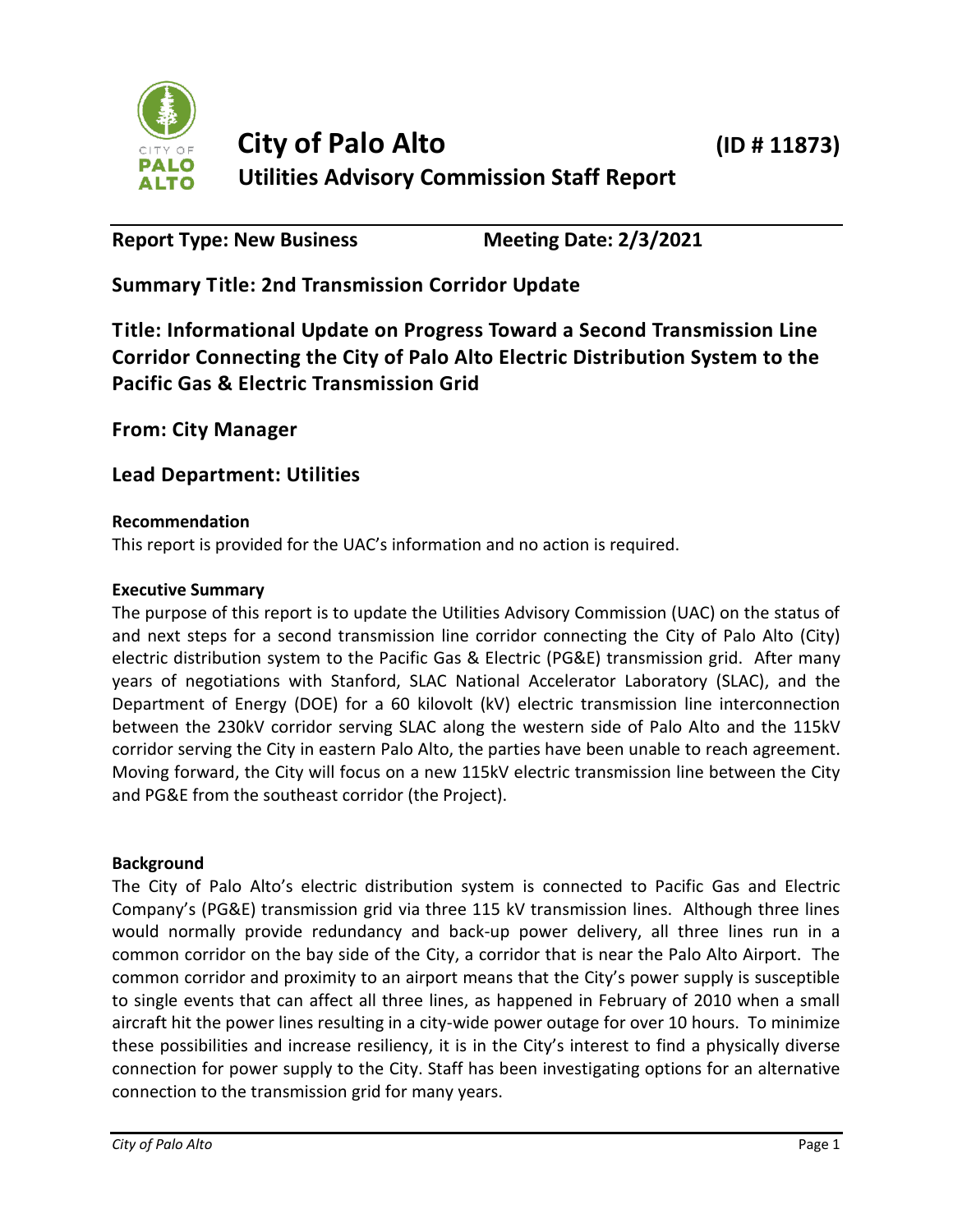# City of Palo Alto (ID # 11873)

## Utilities Advisory Commission Staff Report

**Report Type:** New Business **Meeting Date:** 2/3/2021

### Summary Title: 2nd Transmission Corridor Update

### Title: Informational Update on Progress Toward a Second Transmission Line Corridor Connecting the City of Palo Alto Electric Distribution System to the Pacific Gas & Electric Transmission Grid

### From: City Manager

### Lead Department: Utilities

**Recommendation**

This report is provided for the UAC's information and no action is required.

**Executive Summary**

The purpose of this report is to update the Utilities Advisory Commission (UAC) on the status of and next steps for a second transmission line corridor connecting the City of Palo Alto (City) electric distribution system to the Pacific Gas & Electric (PG&E) transmission grid. After many years of negotiations with Stanford, SLAC National Accelerator Laboratory (SLAC), and the Department of Energy (DOE) for a 60 kilovolt (kV) electric transmission line interconnection between the 230kV corridor serving SLAC along the western side of Palo Alto and the 115kV corridor serving the City in eastern Palo Alto, the parties have been unable to reach agreement. Moving forward, the City will focus on a new 115kV electric transmission line between the City and PG&E from the southeast corridor (the Project).

**Background**

The City of Palo Alto's electric distribution system is connected to Pacific Gas and Electric Company's (PG&E) transmission grid via three 115 kV transmission lines. Although three lines would normally provide redundancy and back-up power delivery, all three lines run in a common corridor on the bay side of the City, a corridor that is near the Palo Alto Airport. The common corridor and proximity to an airport means that the City's power supply is susceptible to single events that can affect all three lines, as happened in February of 2010 when a small aircraft hit the power lines resulting in a city-wide power outage for over 10 hours. To minimize these possibilities and increase resiliency, it is in the City's interest to find a physically diverse connection for power supply to the City. Staff has been investigating options for an alternative connection to the transmission grid for many years.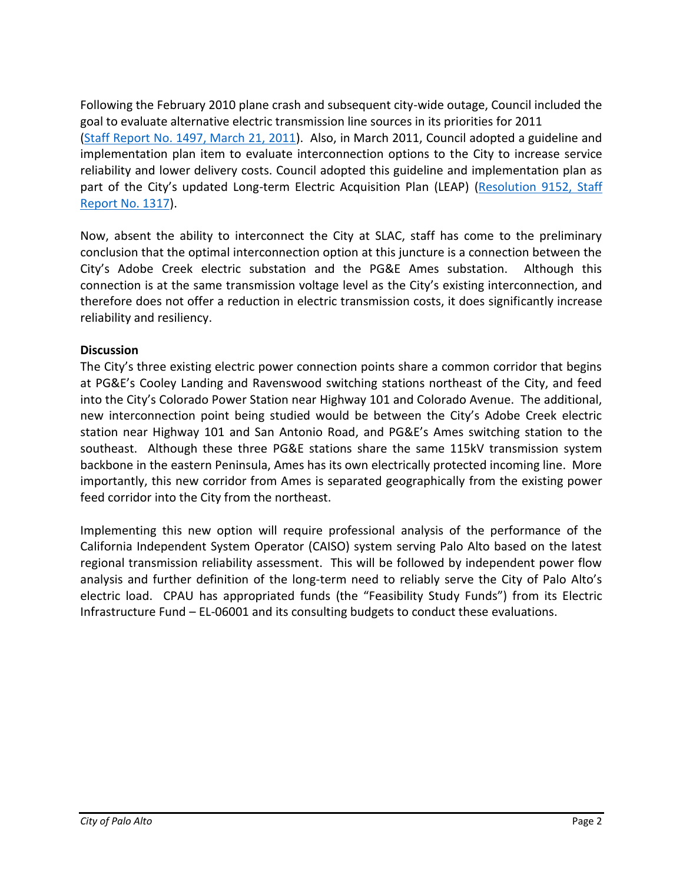Following the February 2010 plane crash and subsequent city-wide outage, Council included the goal to evaluate alternative electric transmission line sources in its priorities for 2011 (Staff Report No. 1497, March 21, 2011). Also, in March 2011, Council adopted a guideline and implementation plan item to evaluate interconnection options to the City to increase service reliability and lower delivery costs. Council adopted this guideline and implementation plan as part of the City's updated Long-term Electric Acquisition Plan (LEAP) (Resolution 9152, Staff Report No. 1317).

Now, absent the ability to interconnect the City at SLAC, staff has come to the preliminary conclusion that the optimal interconnection option at this juncture is a connection between the City's Adobe Creek electric substation and the PG&E Ames substation. Although this connection is at the same transmission voltage level as the City's existing interconnection, and therefore does not offer a reduction in electric transmission costs, it does significantly increase reliability and resiliency.

**Discussion**

The City's three existing electric power connection points share a common corridor that begins at PG&E's Cooley Landing and Ravenswood switching stations northeast of the City, and feed into the City's Colorado Power Station near Highway 101 and Colorado Avenue. The additional, new interconnection point being studied would be between the City's Adobe Creek electric station near Highway 101 and San Antonio Road, and PG&E's Ames switching station to the southeast. Although these three PG&E stations share the same 115kV transmission system backbone in the eastern Peninsula, Ames has its own electrically protected incoming line. More importantly, this new corridor from Ames is separated geographically from the existing power feed corridor into the City from the northeast.

Implementing this new option will require professional analysis of the performance of the California Independent System Operator (CAISO) system serving Palo Alto based on the latest regional transmission reliability assessment. This will be followed by independent power flow analysis and further definition of the long-term need to reliably serve the City of Palo Alto's electric load. CPAU has appropriated funds (the "Feasibility Study Funds") from its Electric Infrastructure Fund – EL-06001 and its consulting budgets to conduct these evaluations.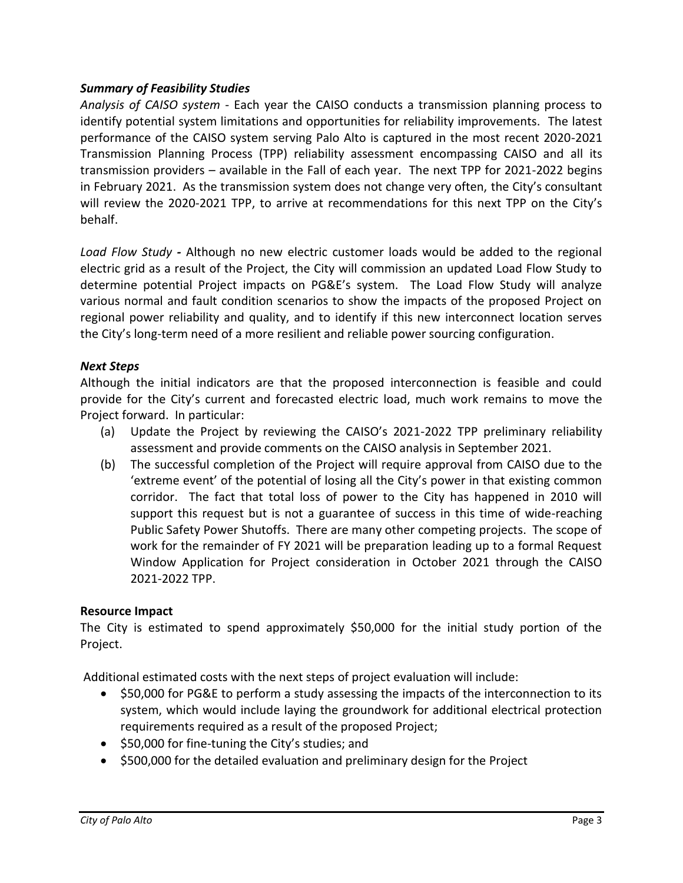### *Summary of Feasibility Studies*

*Analysis of CAISO system* - Each year the CAISO conducts a transmission planning process to identify potential system limitations and opportunities for reliability improvements. The latest performance of the CAISO system serving Palo Alto is captured in the most recent 2020-2021 Transmission Planning Process (TPP) reliability assessment encompassing CAISO and all its transmission providers – available in the Fall of each year. The next TPP for 2021-2022 begins in February 2021. As the transmission system does not change very often, the City's consultant will review the 2020-2021 TPP, to arrive at recommendations for this next TPP on the City's behalf.

*Load Flow Study* **-** Although no new electric customer loads would be added to the regional electric grid as a result of the Project, the City will commission an updated Load Flow Study to determine potential Project impacts on PG&E's system. The Load Flow Study will analyze various normal and fault condition scenarios to show the impacts of the proposed Project on regional power reliability and quality, and to identify if this new interconnect location serves the City's long-term need of a more resilient and reliable power sourcing configuration.

### *Next Steps*

Although the initial indicators are that the proposed interconnection is feasible and could provide for the City's current and forecasted electric load, much work remains to move the Project forward. In particular:

(a) Update the Project by reviewing the CAISO's 2021-2022 TPP preliminary reliability assessment and provide comments on the CAISO analysis in September 2021.

(b) The successful completion of the Project will require approval from CAISO due to the 'extreme event' of the potential of losing all the City's power in that existing common corridor. The fact that total loss of power to the City has happened in 2010 will support this request but is not a guarantee of success in this time of wide-reaching Public Safety Power Shutoffs. There are many other competing projects. The scope of work for the remainder of FY 2021 will be preparation leading up to a formal Request Window Application for Project consideration in October 2021 through the CAISO 2021-2022 TPP.

### **Resource Impact**

The City is estimated to spend approximately $50,000 for the initial study portion of the Project.

Additional estimated costs with the next steps of project evaluation will include:

- $50,000 for PG&E to perform a study assessing the impacts of the interconnection to its system, which would include laying the groundwork for additional electrical protection requirements required as a result of the proposed Project;
- $50,000 for fine-tuning the City's studies; and
- $500,000 for the detailed evaluation and preliminary design for the Project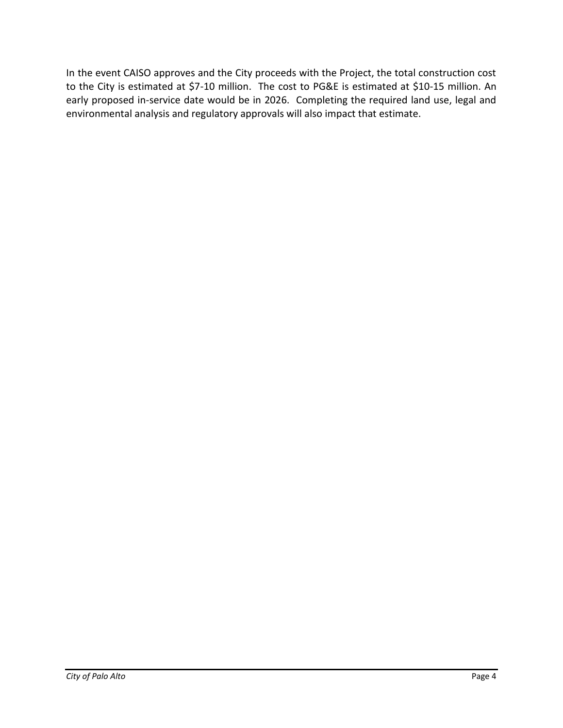In the event CAISO approves and the City proceeds with the Project, the total construction cost to the City is estimated at $7-10 million. The cost to PG&E is estimated at $10-15 million. An early proposed in-service date would be in 2026. Completing the required land use, legal and environmental analysis and regulatory approvals will also impact that estimate.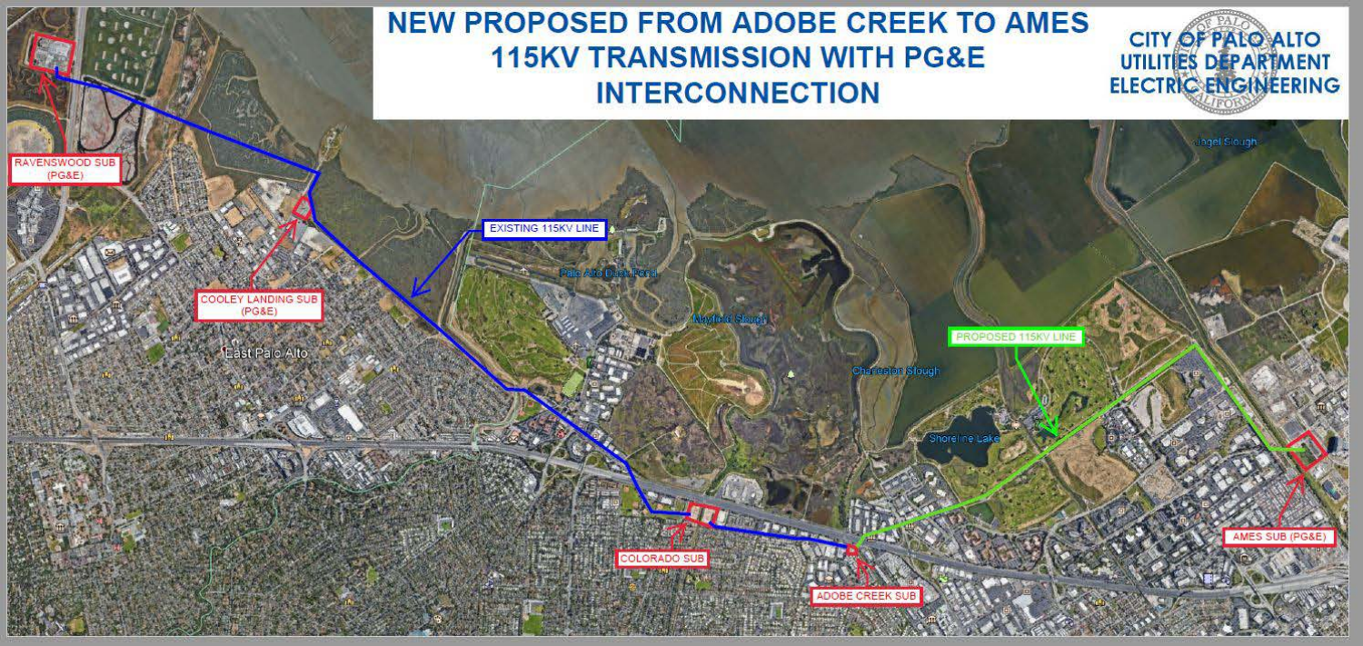# NEW PROPOSED FROM ADOBE CREEK TO AMES 115KV TRANSMISSION WITH PG&E INTERCONNECTION

CITY OF PALO ALTO UTILITIES DEPARTMENT ELECTRIC ENGINEERING

RAVENSWOOD SUB (PG&E)

COOLEY LANDING SUB (PG&E)

EXISTING 115KV LINE

PROPOSED 115KV LINE

COLORADO SUB

ADOBE CREEK SUB

AMES SUB (PG&E)

East Palo Alto

Palo Alto Duck Pond

Mayfield Slough

Charleston Slough

Shoreline Lake

Jagel Slough